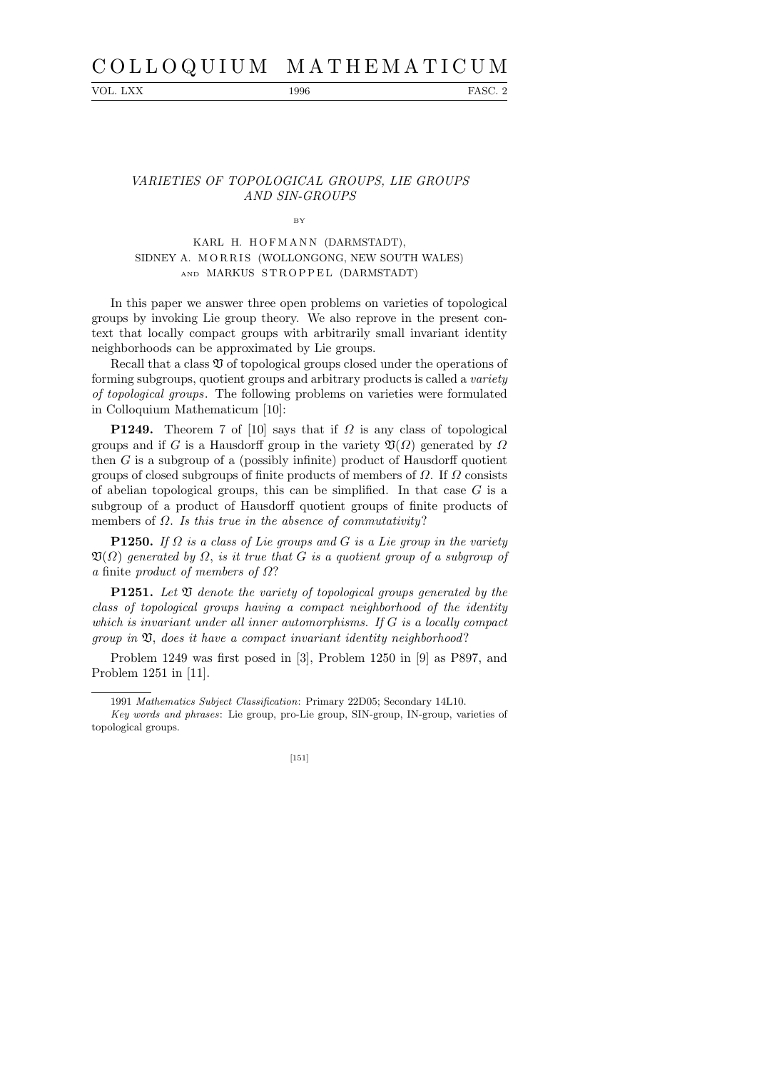# VARIETIES OF TOPOLOGICAL GROUPS, LIE GROUPS AND SIN-GROUPS

BY

KARL H. HOFMANN (DARMSTADT),
SIDNEY A. MORRIS (WOLLONGONG, NEW SOUTH WALES)
AND MARKUS STROPPEL (DARMSTADT)

In this paper we answer three open problems on varieties of topological groups by invoking Lie group theory. We also reprove in the present context that locally compact groups with arbitrarily small invariant identity neighborhoods can be approximated by Lie groups.

Recall that a class $\mathfrak{V}$ of topological groups closed under the operations of forming subgroups, quotient groups and arbitrary products is called a *variety of topological groups*. The following problems on varieties were formulated in Colloquium Mathematicum [10]:

**P1249.** Theorem 7 of [10] says that if $\Omega$ is any class of topological groups and if $G$ is a Hausdorff group in the variety $\mathfrak{V}(\Omega)$ generated by $\Omega$ then $G$ is a subgroup of a (possibly infinite) product of Hausdorff quotient groups of closed subgroups of finite products of members of $\Omega$. If $\Omega$ consists of abelian topological groups, this can be simplified. In that case $G$ is a subgroup of a product of Hausdorff quotient groups of finite products of members of $\Omega$. *Is this true in the absence of commutativity*?

**P1250.** *If $\Omega$ is a class of Lie groups and $G$ is a Lie group in the variety $\mathfrak{V}(\Omega)$ generated by $\Omega$, is it true that $G$ is a quotient group of a subgroup of a* finite *product of members of $\Omega$*?

**P1251.** *Let $\mathfrak{V}$ denote the variety of topological groups generated by the class of topological groups having a compact neighborhood of the identity which is invariant under all inner automorphisms. If $G$ is a locally compact group in $\mathfrak{V}$, does it have a compact invariant identity neighborhood*?

Problem 1249 was first posed in [3], Problem 1250 in [9] as P897, and Problem 1251 in [11].

---

1991 *Mathematics Subject Classification*: Primary 22D05; Secondary 14L10.

*Key words and phrases*: Lie group, pro-Lie group, SIN-group, IN-group, varieties of topological groups.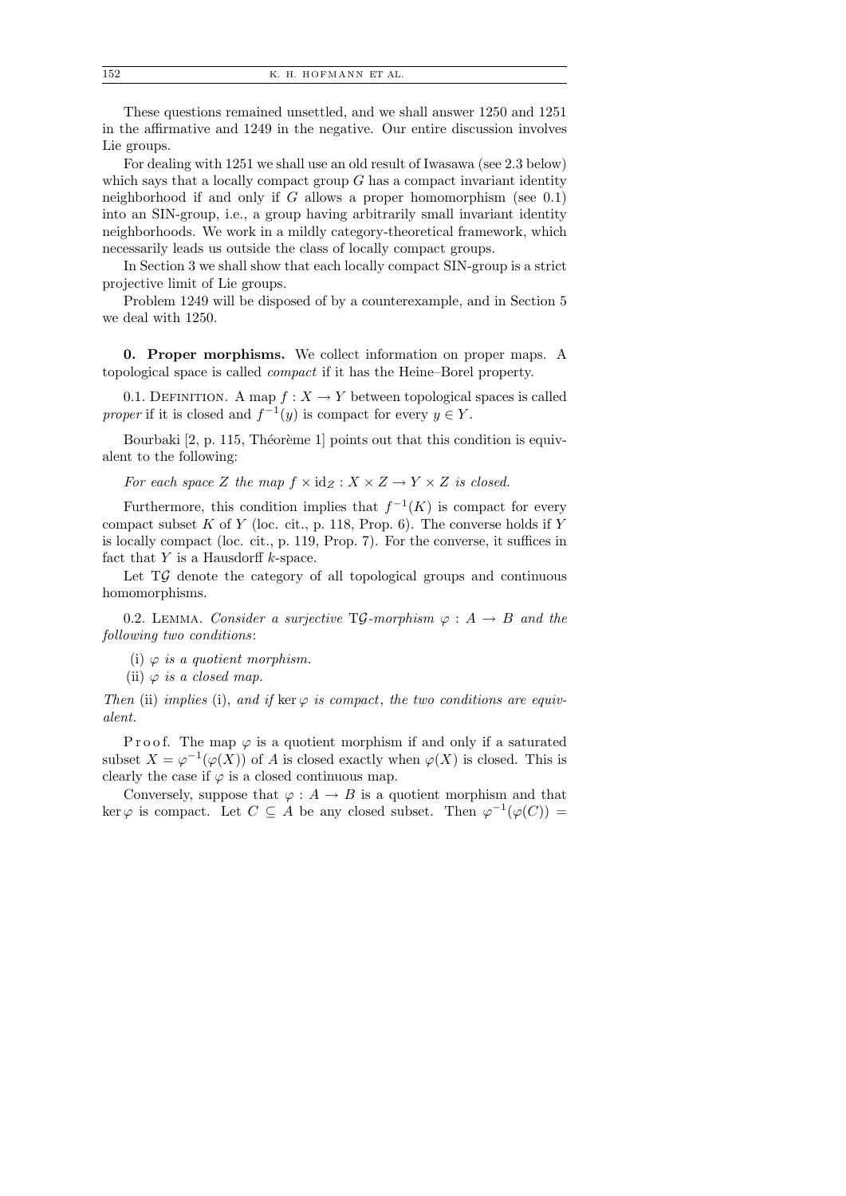These questions remained unsettled, and we shall answer 1250 and 1251 in the affirmative and 1249 in the negative. Our entire discussion involves Lie groups.

For dealing with 1251 we shall use an old result of Iwasawa (see 2.3 below) which says that a locally compact group $G$ has a compact invariant identity neighborhood if and only if $G$ allows a proper homomorphism (see 0.1) into an SIN-group, i.e., a group having arbitrarily small invariant identity neighborhoods. We work in a mildly category-theoretical framework, which necessarily leads us outside the class of locally compact groups.

In Section 3 we shall show that each locally compact SIN-group is a strict projective limit of Lie groups.

Problem 1249 will be disposed of by a counterexample, and in Section 5 we deal with 1250.

**0. Proper morphisms.** We collect information on proper maps. A topological space is called *compact* if it has the Heine–Borel property.

0.1. Definition. A map $f : X \to Y$ between topological spaces is called *proper* if it is closed and $f^{-1}(y)$ is compact for every $y \in Y$.

Bourbaki [2, p. 115, Théorème 1] points out that this condition is equivalent to the following:

*For each space $Z$ the map $f \times \mathrm{id}_Z : X \times Z \to Y \times Z$ is closed.*

Furthermore, this condition implies that $f^{-1}(K)$ is compact for every compact subset $K$ of $Y$ (loc. cit., p. 118, Prop. 6). The converse holds if $Y$ is locally compact (loc. cit., p. 119, Prop. 7). For the converse, it suffices in fact that $Y$ is a Hausdorff $k$-space.

Let $\mathrm{T}\mathcal{G}$ denote the category of all topological groups and continuous homomorphisms.

0.2. Lemma. *Consider a surjective $\mathrm{T}\mathcal{G}$-morphism $\varphi : A \to B$ and the following two conditions*:

(i) *$\varphi$ is a quotient morphism.*

(ii) *$\varphi$ is a closed map.*

*Then* (ii) *implies* (i), *and if* $\ker\varphi$ *is compact*, *the two conditions are equivalent.*

Proof. The map $\varphi$ is a quotient morphism if and only if a saturated subset $X = \varphi^{-1}(\varphi(X))$ of $A$ is closed exactly when $\varphi(X)$ is closed. This is clearly the case if $\varphi$ is a closed continuous map.

Conversely, suppose that $\varphi : A \to B$ is a quotient morphism and that $\ker\varphi$ is compact. Let $C \subseteq A$ be any closed subset. Then $\varphi^{-1}(\varphi(C)) =$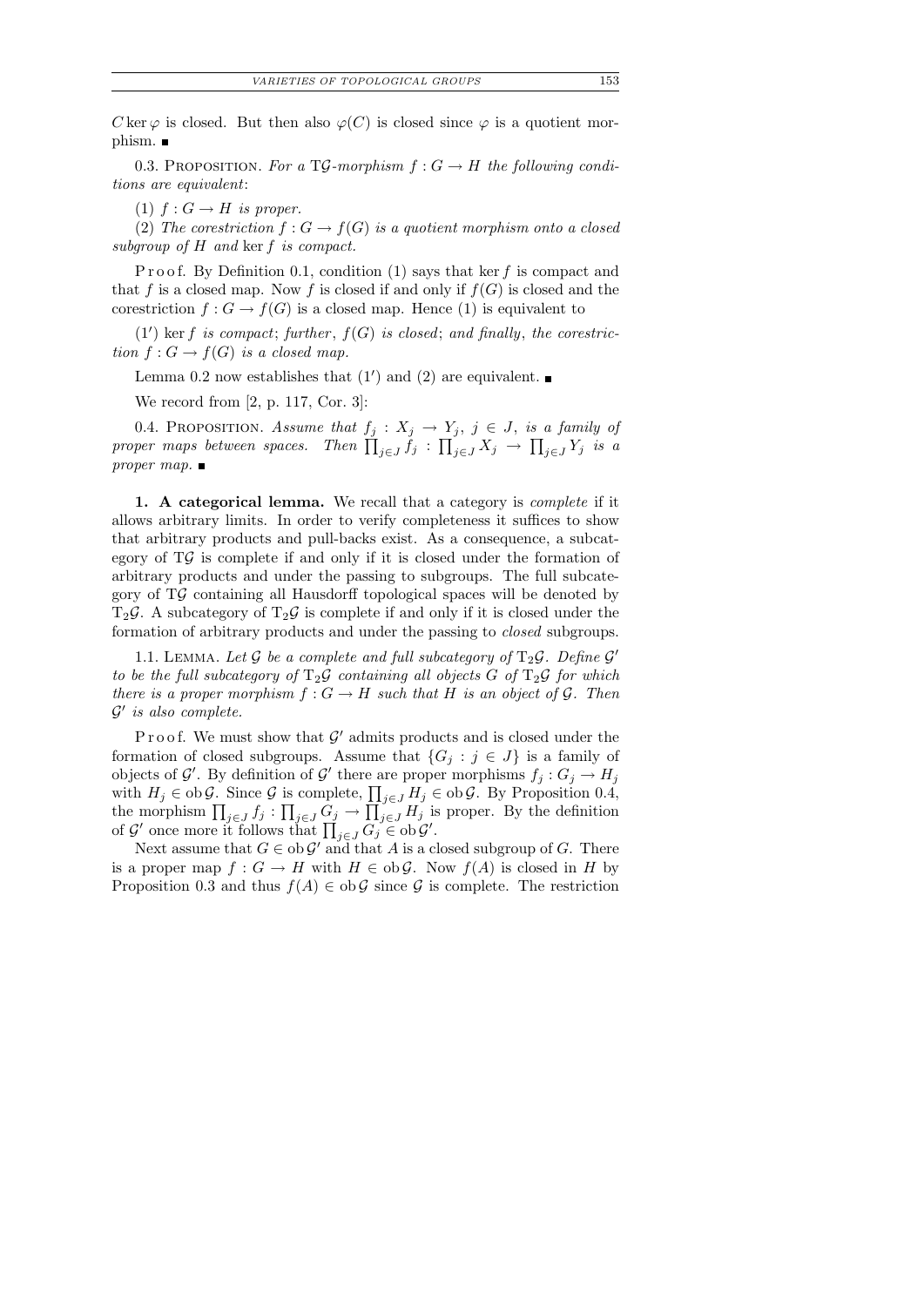$C \ker \varphi$ is closed. But then also $\varphi(C)$ is closed since $\varphi$ is a quotient morphism. ■

0.3. Proposition. *For a* $\mathrm{T}\mathcal{G}$*-morphism* $f : G \to H$ *the following conditions are equivalent*:

(1) $f : G \to H$ *is proper.*

(2) *The corestriction* $f : G \to f(G)$ *is a quotient morphism onto a closed subgroup of* $H$ *and* $\ker f$ *is compact.*

Proof. By Definition 0.1, condition (1) says that $\ker f$ is compact and that $f$ is a closed map. Now $f$ is closed if and only if $f(G)$ is closed and the corestriction $f : G \to f(G)$ is a closed map. Hence (1) is equivalent to

(1′) $\ker f$ *is compact*; *further*, $f(G)$ *is closed*; *and finally*, *the corestriction* $f : G \to f(G)$ *is a closed map.*

Lemma 0.2 now establishes that (1′) and (2) are equivalent. ■

We record from [2, p. 117, Cor. 3]:

0.4. Proposition. *Assume that* $f_j : X_j \to Y_j$, $j \in J$, *is a family of proper maps between spaces. Then* $\prod_{j\in J} f_j : \prod_{j\in J} X_j \to \prod_{j\in J} Y_j$ *is a proper map.* ■

**1. A categorical lemma.** We recall that a category is *complete* if it allows arbitrary limits. In order to verify completeness it suffices to show that arbitrary products and pull-backs exist. As a consequence, a subcategory of $\mathrm{T}\mathcal{G}$ is complete if and only if it is closed under the formation of arbitrary products and under the passing to subgroups. The full subcategory of $\mathrm{T}\mathcal{G}$ containing all Hausdorff topological spaces will be denoted by $\mathrm{T}_2\mathcal{G}$. A subcategory of $\mathrm{T}_2\mathcal{G}$ is complete if and only if it is closed under the formation of arbitrary products and under the passing to *closed* subgroups.

1.1. Lemma. *Let* $\mathcal{G}$ *be a complete and full subcategory of* $\mathrm{T}_2\mathcal{G}$. *Define* $\mathcal{G}'$ *to be the full subcategory of* $\mathrm{T}_2\mathcal{G}$ *containing all objects* $G$ *of* $\mathrm{T}_2\mathcal{G}$ *for which there is a proper morphism* $f : G \to H$ *such that* $H$ *is an object of* $\mathcal{G}$. *Then* $\mathcal{G}'$ *is also complete.*

Proof. We must show that $\mathcal{G}'$ admits products and is closed under the formation of closed subgroups. Assume that $\{G_j : j \in J\}$ is a family of objects of $\mathcal{G}'$. By definition of $\mathcal{G}'$ there are proper morphisms $f_j : G_j \to H_j$ with $H_j \in \mathrm{ob}\,\mathcal{G}$. Since $\mathcal{G}$ is complete, $\prod_{j\in J} H_j \in \mathrm{ob}\,\mathcal{G}$. By Proposition 0.4, the morphism $\prod_{j\in J} f_j : \prod_{j\in J} G_j \to \prod_{j\in J} H_j$ is proper. By the definition of $\mathcal{G}'$ once more it follows that $\prod_{j\in J} G_j \in \mathrm{ob}\,\mathcal{G}'$.

Next assume that $G \in \mathrm{ob}\,\mathcal{G}'$ and that $A$ is a closed subgroup of $G$. There is a proper map $f : G \to H$ with $H \in \mathrm{ob}\,\mathcal{G}$. Now $f(A)$ is closed in $H$ by Proposition 0.3 and thus $f(A) \in \mathrm{ob}\,\mathcal{G}$ since $\mathcal{G}$ is complete. The restriction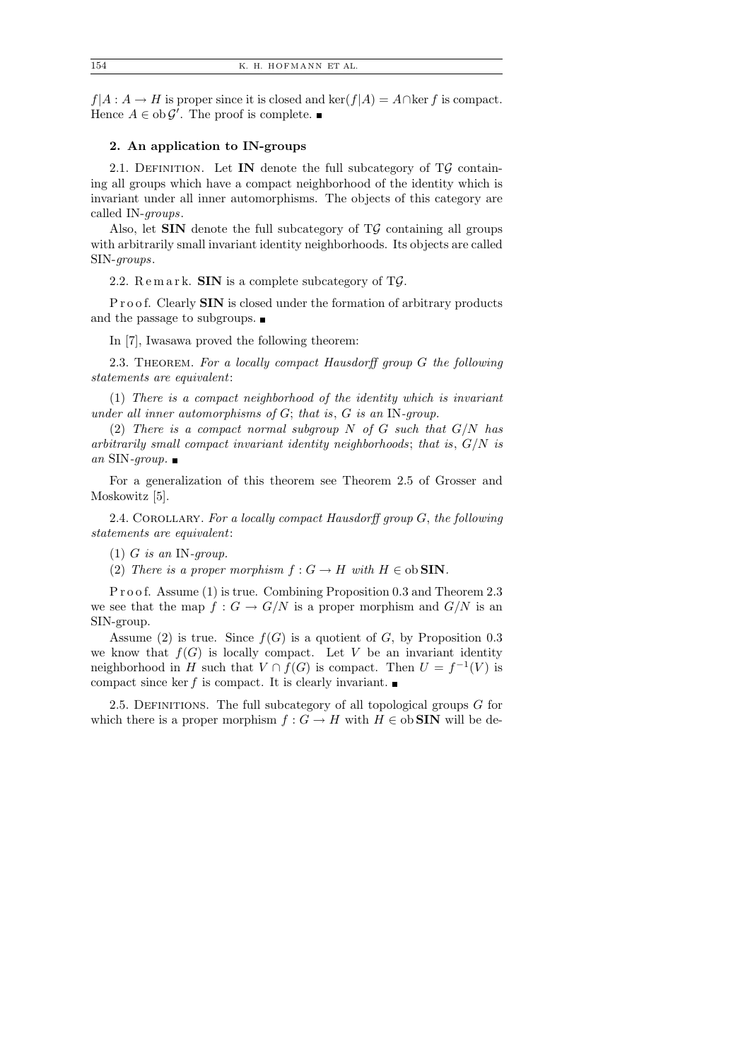$f|A : A \to H$ is proper since it is closed and $\ker(f|A) = A \cap \ker f$ is compact. Hence $A \in \operatorname{ob} \mathcal{G}'$. The proof is complete. ∎

## 2. An application to IN-groups

2.1. Definition. Let **IN** denote the full subcategory of $\mathrm{T}\mathcal{G}$ containing all groups which have a compact neighborhood of the identity which is invariant under all inner automorphisms. The objects of this category are called *IN-groups*.

Also, let **SIN** denote the full subcategory of $\mathrm{T}\mathcal{G}$ containing all groups with arbitrarily small invariant identity neighborhoods. Its objects are called *SIN-groups*.

2.2. Remark. **SIN** is a complete subcategory of $\mathrm{T}\mathcal{G}$.

Proof. Clearly **SIN** is closed under the formation of arbitrary products and the passage to subgroups. ∎

In [7], Iwasawa proved the following theorem:

2.3. Theorem. *For a locally compact Hausdorff group $G$ the following statements are equivalent*:

(1) *There is a compact neighborhood of the identity which is invariant under all inner automorphisms of $G$; that is, $G$ is an* IN*-group.*

(2) *There is a compact normal subgroup $N$ of $G$ such that $G/N$ has arbitrarily small compact invariant identity neighborhoods; that is, $G/N$ is an* SIN*-group.* ∎

For a generalization of this theorem see Theorem 2.5 of Grosser and Moskowitz [5].

2.4. Corollary. *For a locally compact Hausdorff group $G$, the following statements are equivalent*:

(1) *$G$ is an* IN*-group.*

(2) *There is a proper morphism $f : G \to H$ with $H \in \operatorname{ob} \mathbf{SIN}$.*

Proof. Assume (1) is true. Combining Proposition 0.3 and Theorem 2.3 we see that the map $f : G \to G/N$ is a proper morphism and $G/N$ is an SIN-group.

Assume (2) is true. Since $f(G)$ is a quotient of $G$, by Proposition 0.3 we know that $f(G)$ is locally compact. Let $V$ be an invariant identity neighborhood in $H$ such that $V \cap f(G)$ is compact. Then $U = f^{-1}(V)$ is compact since $\ker f$ is compact. It is clearly invariant. ∎

2.5. Definitions. The full subcategory of all topological groups $G$ for which there is a proper morphism $f : G \to H$ with $H \in \operatorname{ob} \mathbf{SIN}$ will be de-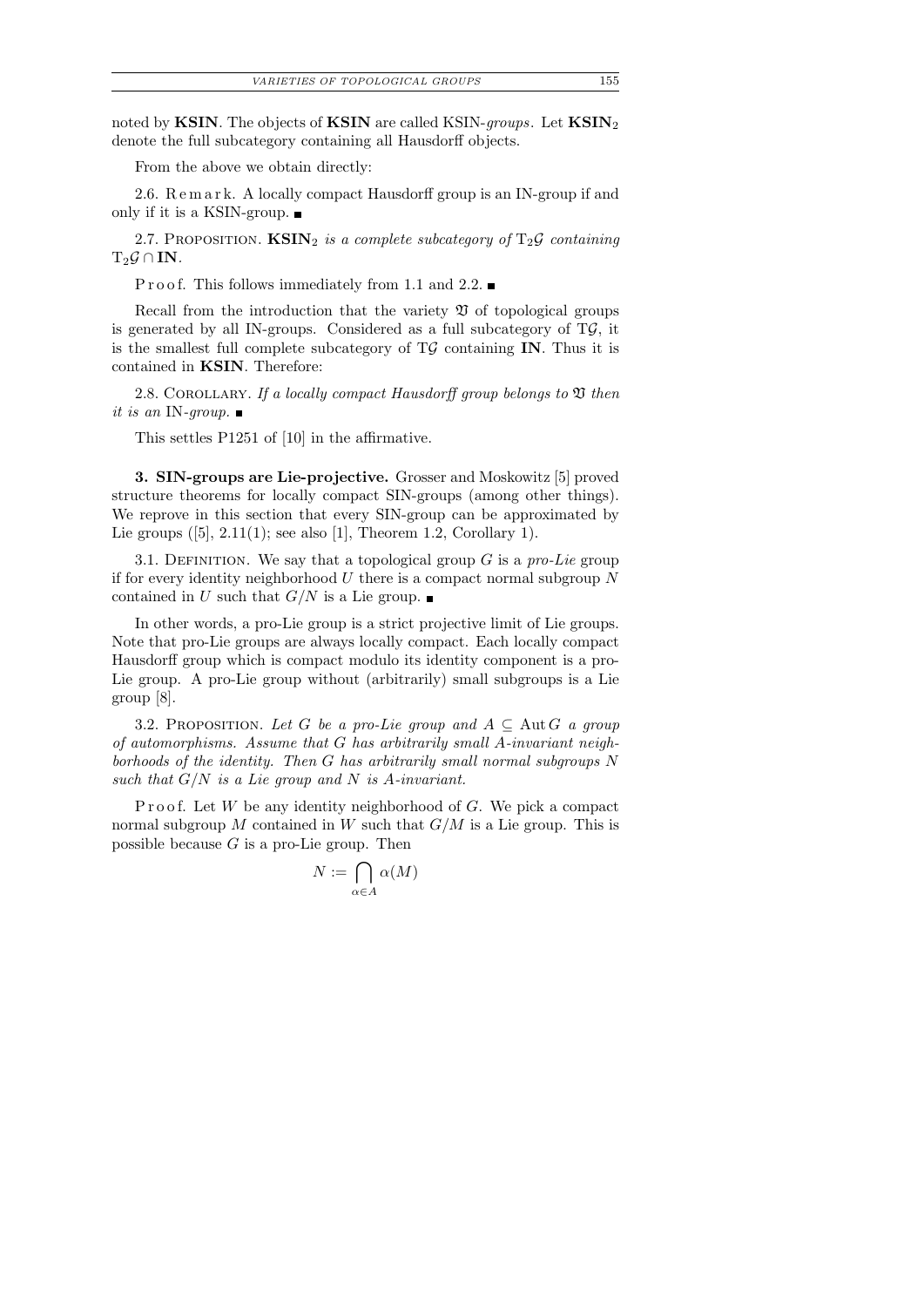noted by **KSIN**. The objects of **KSIN** are called KSIN-*groups*. Let $\mathbf{KSIN}_2$ denote the full subcategory containing all Hausdorff objects.

From the above we obtain directly:

2.6. Remark. A locally compact Hausdorff group is an IN-group if and only if it is a KSIN-group. ∎

2.7. Proposition. *$\mathbf{KSIN}_2$ is a complete subcategory of $\mathrm{T}_2\mathcal{G}$ containing $\mathrm{T}_2\mathcal{G} \cap \mathbf{IN}$.*

Proof. This follows immediately from 1.1 and 2.2. ∎

Recall from the introduction that the variety $\mathfrak{V}$ of topological groups is generated by all IN-groups. Considered as a full subcategory of $\mathrm{T}\mathcal{G}$, it is the smallest full complete subcategory of $\mathrm{T}\mathcal{G}$ containing **IN**. Thus it is contained in **KSIN**. Therefore:

2.8. Corollary. *If a locally compact Hausdorff group belongs to $\mathfrak{V}$ then it is an* IN-*group.* ∎

This settles P1251 of [10] in the affirmative.

## 3. SIN-groups are Lie-projective.

Grosser and Moskowitz [5] proved structure theorems for locally compact SIN-groups (among other things). We reprove in this section that every SIN-group can be approximated by Lie groups ([5], 2.11(1); see also [1], Theorem 1.2, Corollary 1).

3.1. Definition. We say that a topological group $G$ is a *pro-Lie* group if for every identity neighborhood $U$ there is a compact normal subgroup $N$ contained in $U$ such that $G/N$ is a Lie group. ∎

In other words, a pro-Lie group is a strict projective limit of Lie groups. Note that pro-Lie groups are always locally compact. Each locally compact Hausdorff group which is compact modulo its identity component is a pro-Lie group. A pro-Lie group without (arbitrarily) small subgroups is a Lie group [8].

3.2. Proposition. *Let $G$ be a pro-Lie group and $A \subseteq \operatorname{Aut} G$ a group of automorphisms. Assume that $G$ has arbitrarily small $A$-invariant neighborhoods of the identity. Then $G$ has arbitrarily small normal subgroups $N$ such that $G/N$ is a Lie group and $N$ is $A$-invariant.*

Proof. Let $W$ be any identity neighborhood of $G$. We pick a compact normal subgroup $M$ contained in $W$ such that $G/M$ is a Lie group. This is possible because $G$ is a pro-Lie group. Then

$$N := \bigcap_{\alpha \in A} \alpha(M)$$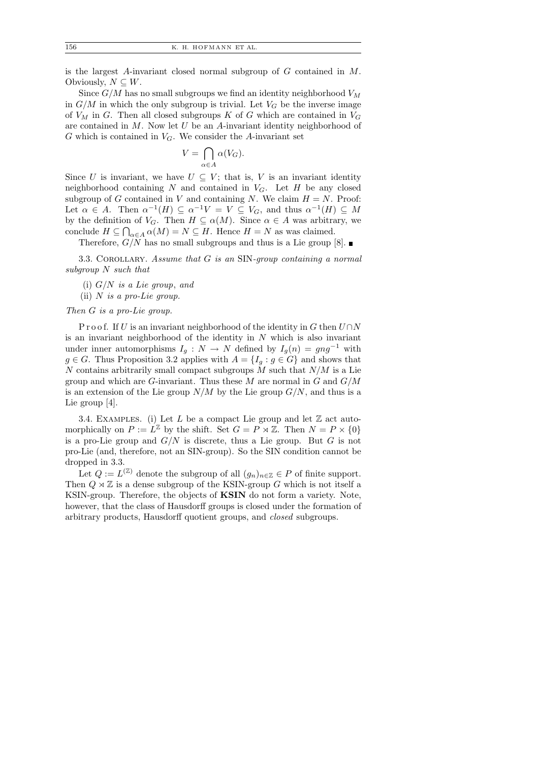is the largest $A$-invariant closed normal subgroup of $G$ contained in $M$. Obviously, $N \subseteq W$.

Since $G/M$ has no small subgroups we find an identity neighborhood $V_M$ in $G/M$ in which the only subgroup is trivial. Let $V_G$ be the inverse image of $V_M$ in $G$. Then all closed subgroups $K$ of $G$ which are contained in $V_G$ are contained in $M$. Now let $U$ be an $A$-invariant identity neighborhood of $G$ which is contained in $V_G$. We consider the $A$-invariant set

$$V = \bigcap_{\alpha \in A} \alpha(V_G).$$

Since $U$ is invariant, we have $U \subseteq V$; that is, $V$ is an invariant identity neighborhood containing $N$ and contained in $V_G$. Let $H$ be any closed subgroup of $G$ contained in $V$ and containing $N$. We claim $H = N$. Proof: Let $\alpha \in A$. Then $\alpha^{-1}(H) \subseteq \alpha^{-1}V = V \subseteq V_G$, and thus $\alpha^{-1}(H) \subseteq M$ by the definition of $V_G$. Then $H \subseteq \alpha(M)$. Since $\alpha \in A$ was arbitrary, we conclude $H \subseteq \bigcap_{\alpha \in A} \alpha(M) = N \subseteq H$. Hence $H = N$ as was claimed.

Therefore, $G/N$ has no small subgroups and thus is a Lie group [8]. ∎

3.3. Corollary. *Assume that $G$ is an* SIN-*group containing a normal subgroup $N$ such that*

(i) *$G/N$ is a Lie group*, *and*
(ii) *$N$ is a pro-Lie group.*

*Then $G$ is a pro-Lie group.*

Proof. If $U$ is an invariant neighborhood of the identity in $G$ then $U \cap N$ is an invariant neighborhood of the identity in $N$ which is also invariant under inner automorphisms $I_g : N \to N$ defined by $I_g(n) = gng^{-1}$ with $g \in G$. Thus Proposition 3.2 applies with $A = \{I_g : g \in G\}$ and shows that $N$ contains arbitrarily small compact subgroups $M$ such that $N/M$ is a Lie group and which are $G$-invariant. Thus these $M$ are normal in $G$ and $G/M$ is an extension of the Lie group $N/M$ by the Lie group $G/N$, and thus is a Lie group [4].

3.4. Examples. (i) Let $L$ be a compact Lie group and let $\mathbb{Z}$ act automorphically on $P := L^{\mathbb{Z}}$ by the shift. Set $G = P \rtimes \mathbb{Z}$. Then $N = P \times \{0\}$ is a pro-Lie group and $G/N$ is discrete, thus a Lie group. But $G$ is not pro-Lie (and, therefore, not an SIN-group). So the SIN condition cannot be dropped in 3.3.

Let $Q := L^{(\mathbb{Z})}$ denote the subgroup of all $(g_n)_{n \in \mathbb{Z}} \in P$ of finite support. Then $Q \rtimes \mathbb{Z}$ is a dense subgroup of the KSIN-group $G$ which is not itself a KSIN-group. Therefore, the objects of **KSIN** do not form a variety. Note, however, that the class of Hausdorff groups is closed under the formation of arbitrary products, Hausdorff quotient groups, and *closed* subgroups.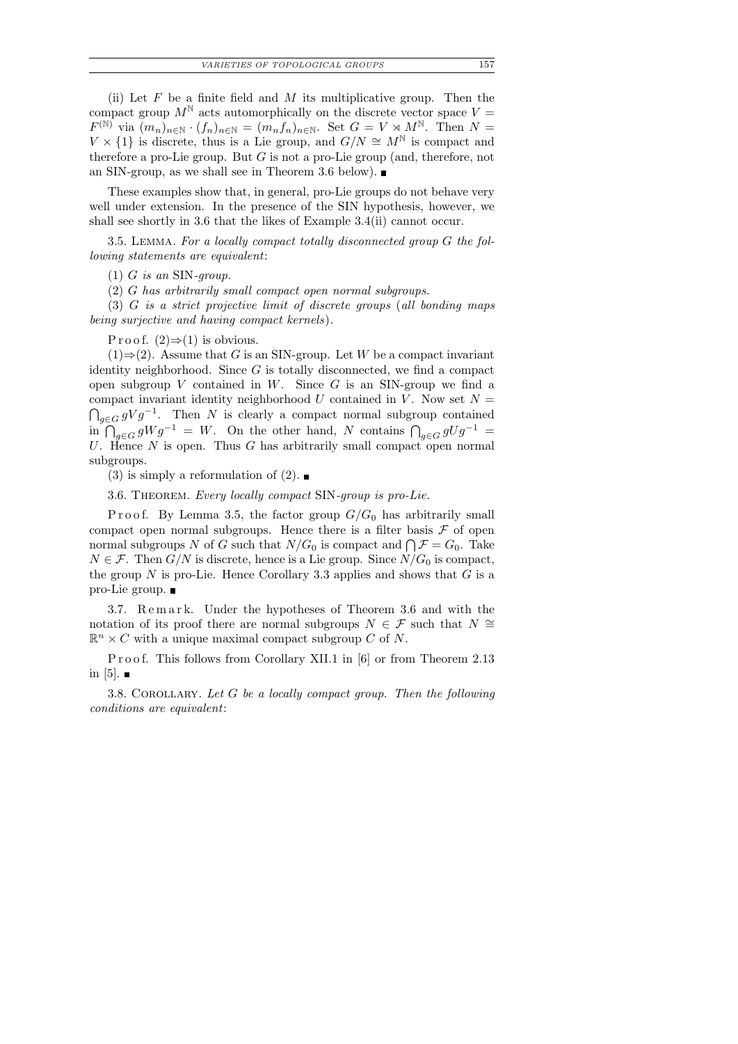(ii) Let $F$ be a finite field and $M$ its multiplicative group. Then the compact group $M^{\mathbb{N}}$ acts automorphically on the discrete vector space $V = F^{(\mathbb{N})}$ via $(m_n)_{n\in\mathbb{N}} \cdot (f_n)_{n\in\mathbb{N}} = (m_n f_n)_{n\in\mathbb{N}}$. Set $G = V \rtimes M^{\mathbb{N}}$. Then $N = V \times \{1\}$ is discrete, thus is a Lie group, and $G/N \cong M^{\mathbb{N}}$ is compact and therefore a pro-Lie group. But $G$ is not a pro-Lie group (and, therefore, not an SIN-group, as we shall see in Theorem 3.6 below). ■

These examples show that, in general, pro-Lie groups do not behave very well under extension. In the presence of the SIN hypothesis, however, we shall see shortly in 3.6 that the likes of Example 3.4(ii) cannot occur.

3.5. Lemma. *For a locally compact totally disconnected group $G$ the following statements are equivalent*:

(1) *$G$ is an* SIN-*group.*

(2) *$G$ has arbitrarily small compact open normal subgroups.*

(3) *$G$ is a strict projective limit of discrete groups* (*all bonding maps being surjective and having compact kernels*).

Proof. (2)⇒(1) is obvious.

(1)⇒(2). Assume that $G$ is an SIN-group. Let $W$ be a compact invariant identity neighborhood. Since $G$ is totally disconnected, we find a compact open subgroup $V$ contained in $W$. Since $G$ is an SIN-group we find a compact invariant identity neighborhood $U$ contained in $V$. Now set $N = \bigcap_{g\in G} gVg^{-1}$. Then $N$ is clearly a compact normal subgroup contained in $\bigcap_{g\in G} gWg^{-1} = W$. On the other hand, $N$ contains $\bigcap_{g\in G} gUg^{-1} = U$. Hence $N$ is open. Thus $G$ has arbitrarily small compact open normal subgroups.

(3) is simply a reformulation of (2). ■

3.6. Theorem. *Every locally compact* SIN-*group is pro-Lie.*

Proof. By Lemma 3.5, the factor group $G/G_0$ has arbitrarily small compact open normal subgroups. Hence there is a filter basis $\mathcal{F}$ of open normal subgroups $N$ of $G$ such that $N/G_0$ is compact and $\bigcap \mathcal{F} = G_0$. Take $N \in \mathcal{F}$. Then $G/N$ is discrete, hence is a Lie group. Since $N/G_0$ is compact, the group $N$ is pro-Lie. Hence Corollary 3.3 applies and shows that $G$ is a pro-Lie group. ■

3.7. Remark. Under the hypotheses of Theorem 3.6 and with the notation of its proof there are normal subgroups $N \in \mathcal{F}$ such that $N \cong \mathbb{R}^n \times C$ with a unique maximal compact subgroup $C$ of $N$.

Proof. This follows from Corollary XII.1 in [6] or from Theorem 2.13 in [5]. ■

3.8. Corollary. *Let $G$ be a locally compact group. Then the following conditions are equivalent*: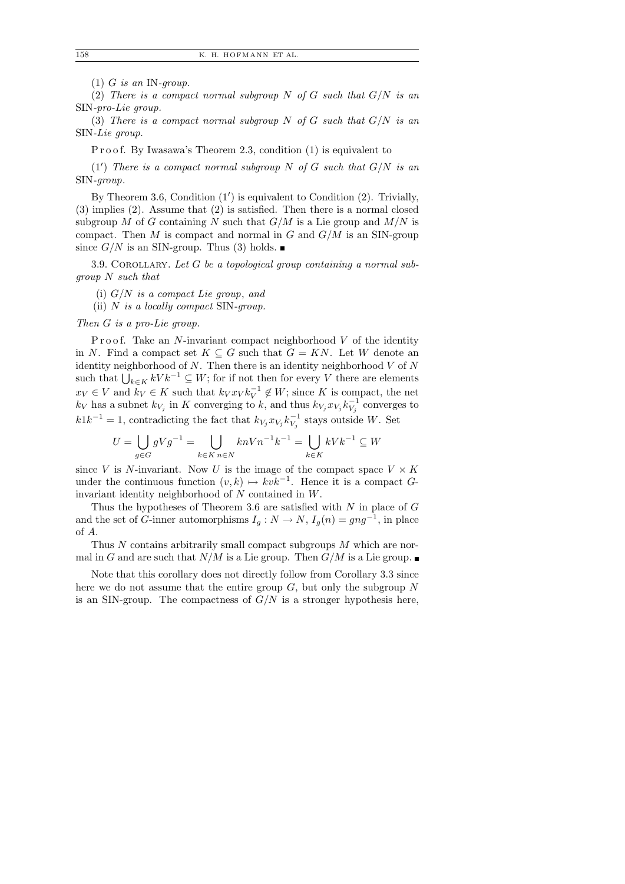(1) *$G$ is an* IN-*group.*

(2) *There is a compact normal subgroup $N$ of $G$ such that $G/N$ is an* SIN-*pro-Lie group.*

(3) *There is a compact normal subgroup $N$ of $G$ such that $G/N$ is an* SIN-*Lie group.*

Proof. By Iwasawa's Theorem 2.3, condition (1) is equivalent to

($1'$) *There is a compact normal subgroup $N$ of $G$ such that $G/N$ is an* SIN-*group.*

By Theorem 3.6, Condition ($1'$) is equivalent to Condition (2). Trivially, (3) implies (2). Assume that (2) is satisfied. Then there is a normal closed subgroup $M$ of $G$ containing $N$ such that $G/M$ is a Lie group and $M/N$ is compact. Then $M$ is compact and normal in $G$ and $G/M$ is an SIN-group since $G/N$ is an SIN-group. Thus (3) holds. ∎

3.9. Corollary. *Let $G$ be a topological group containing a normal subgroup $N$ such that*

(i) *$G/N$ is a compact Lie group, and*

(ii) *$N$ is a locally compact* SIN-*group.*

*Then $G$ is a pro-Lie group.*

Proof. Take an $N$-invariant compact neighborhood $V$ of the identity in $N$. Find a compact set $K \subseteq G$ such that $G = KN$. Let $W$ denote an identity neighborhood of $N$. Then there is an identity neighborhood $V$ of $N$ such that $\bigcup_{k\in K} kVk^{-1} \subseteq W$; for if not then for every $V$ there are elements $x_V \in V$ and $k_V \in K$ such that $k_V x_V k_V^{-1} \notin W$; since $K$ is compact, the net $k_V$ has a subnet $k_{V_j}$ in $K$ converging to $k$, and thus $k_{V_j} x_{V_j} k_{V_j}^{-1}$ converges to $k1k^{-1} = 1$, contradicting the fact that $k_{V_j} x_{V_j} k_{V_j}^{-1}$ stays outside $W$. Set

$$U = \bigcup_{g\in G} gVg^{-1} = \bigcup_{k\in K}\bigcup_{n\in N} knVn^{-1}k^{-1} = \bigcup_{k\in K} kVk^{-1} \subseteq W$$

since $V$ is $N$-invariant. Now $U$ is the image of the compact space $V \times K$ under the continuous function $(v,k) \mapsto kvk^{-1}$. Hence it is a compact $G$-invariant identity neighborhood of $N$ contained in $W$.

Thus the hypotheses of Theorem 3.6 are satisfied with $N$ in place of $G$ and the set of $G$-inner automorphisms $I_g : N \to N$, $I_g(n) = gng^{-1}$, in place of $A$.

Thus $N$ contains arbitrarily small compact subgroups $M$ which are normal in $G$ and are such that $N/M$ is a Lie group. Then $G/M$ is a Lie group. ∎

Note that this corollary does not directly follow from Corollary 3.3 since here we do not assume that the entire group $G$, but only the subgroup $N$ is an SIN-group. The compactness of $G/N$ is a stronger hypothesis here,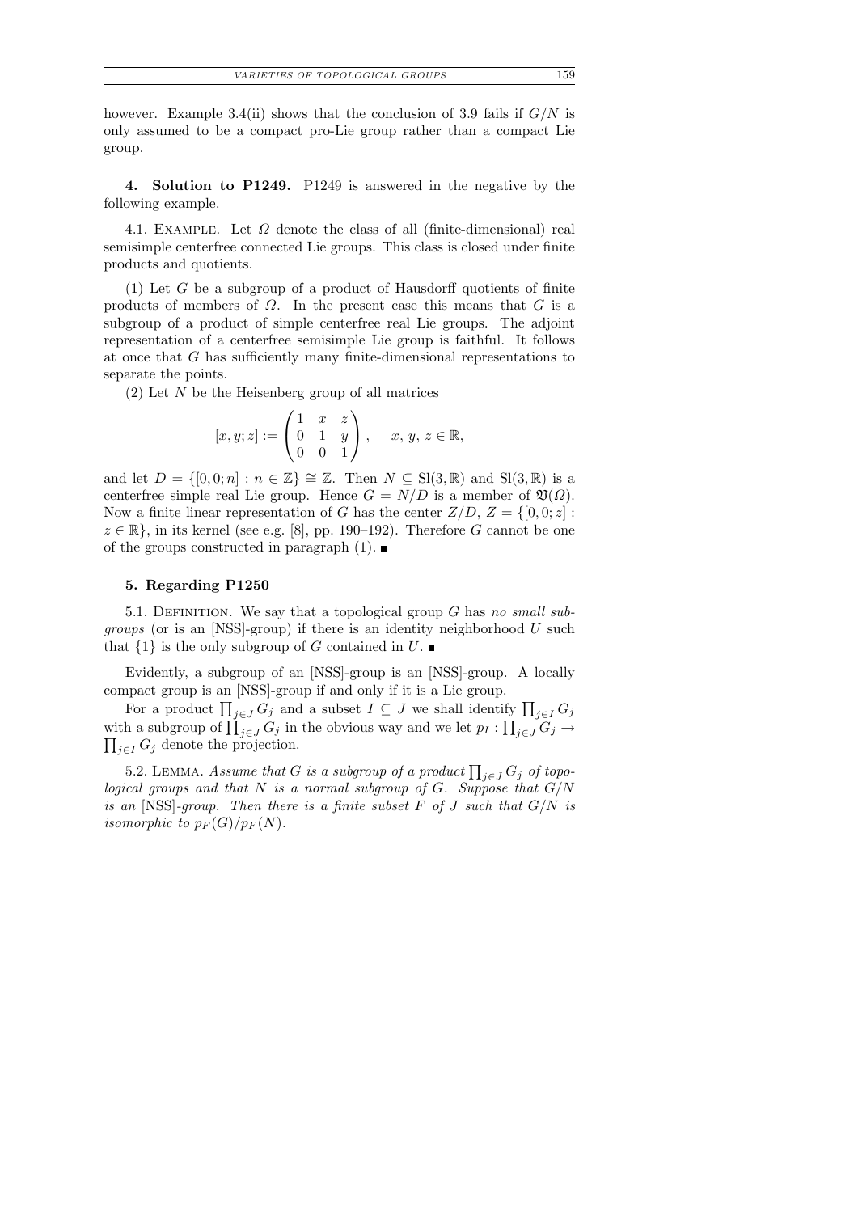however. Example 3.4(ii) shows that the conclusion of 3.9 fails if $G/N$ is only assumed to be a compact pro-Lie group rather than a compact Lie group.

## 4. Solution to P1249.

P1249 is answered in the negative by the following example.

4.1. Example. Let $\Omega$ denote the class of all (finite-dimensional) real semisimple centerfree connected Lie groups. This class is closed under finite products and quotients.

(1) Let $G$ be a subgroup of a product of Hausdorff quotients of finite products of members of $\Omega$. In the present case this means that $G$ is a subgroup of a product of simple centerfree real Lie groups. The adjoint representation of a centerfree semisimple Lie group is faithful. It follows at once that $G$ has sufficiently many finite-dimensional representations to separate the points.

(2) Let $N$ be the Heisenberg group of all matrices

$$[x, y; z] := \begin{pmatrix} 1 & x & z \\ 0 & 1 & y \\ 0 & 0 & 1 \end{pmatrix}, \quad x, y, z \in \mathbb{R},$$

and let $D = \{[0,0;n] : n \in \mathbb{Z}\} \cong \mathbb{Z}$. Then $N \subseteq \mathrm{Sl}(3,\mathbb{R})$ and $\mathrm{Sl}(3,\mathbb{R})$ is a centerfree simple real Lie group. Hence $G = N/D$ is a member of $\mathfrak{V}(\Omega)$. Now a finite linear representation of $G$ has the center $Z/D$, $Z = \{[0,0;z] : z \in \mathbb{R}\}$, in its kernel (see e.g. [8], pp. 190–192). Therefore $G$ cannot be one of the groups constructed in paragraph (1). ∎

## 5. Regarding P1250

5.1. Definition. We say that a topological group $G$ has *no small subgroups* (or is an [NSS]-group) if there is an identity neighborhood $U$ such that $\{1\}$ is the only subgroup of $G$ contained in $U$. ∎

Evidently, a subgroup of an [NSS]-group is an [NSS]-group. A locally compact group is an [NSS]-group if and only if it is a Lie group.

For a product $\prod_{j\in J} G_j$ and a subset $I \subseteq J$ we shall identify $\prod_{j\in I} G_j$ with a subgroup of $\prod_{j\in J} G_j$ in the obvious way and we let $p_I : \prod_{j\in J} G_j \to \prod_{j\in I} G_j$ denote the projection.

5.2. Lemma. *Assume that $G$ is a subgroup of a product $\prod_{j\in J} G_j$ of topological groups and that $N$ is a normal subgroup of $G$. Suppose that $G/N$ is an* [NSS]*-group. Then there is a finite subset $F$ of $J$ such that $G/N$ is isomorphic to $p_F(G)/p_F(N)$.*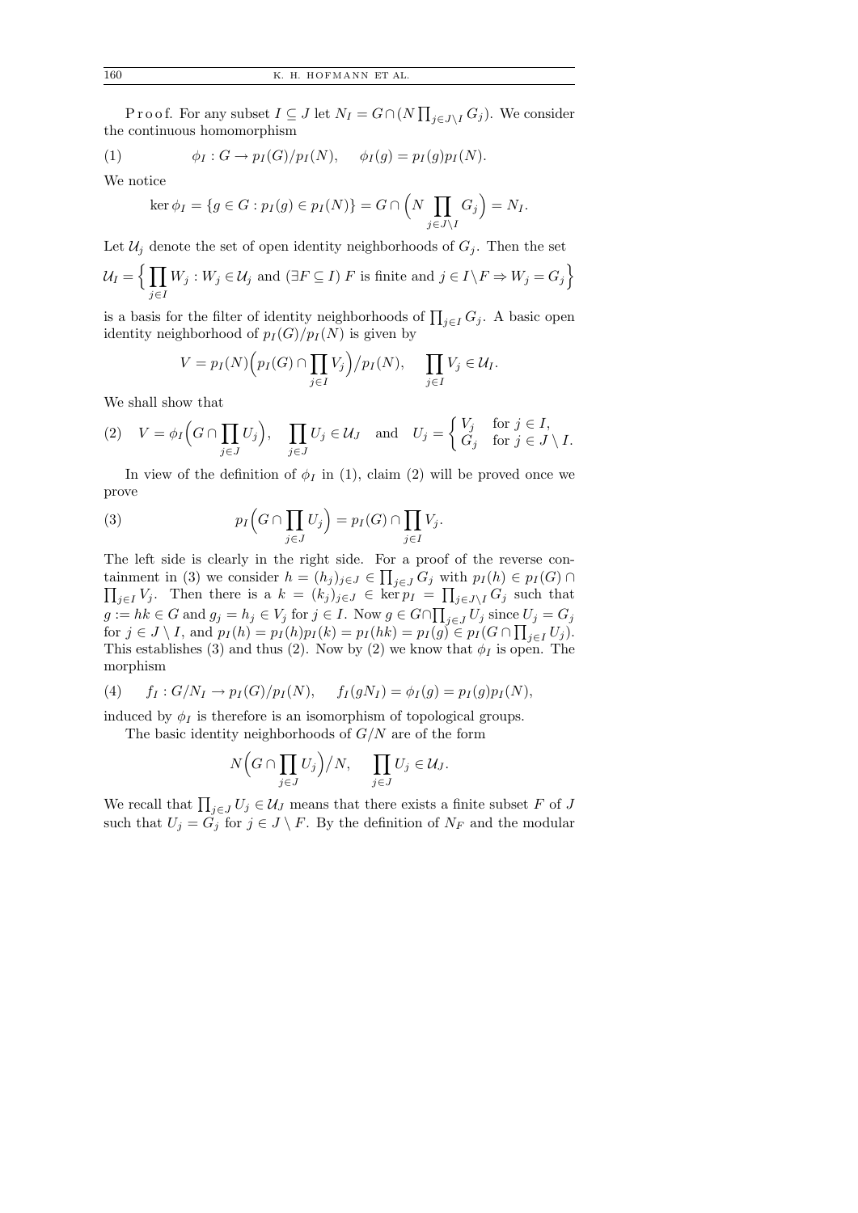P r o o f. For any subset $I \subseteq J$ let $N_I = G \cap (N \prod_{j\in J\setminus I} G_j)$. We consider the continuous homomorphism

$$(1) \qquad \phi_I : G \to p_I(G)/p_I(N), \quad \phi_I(g) = p_I(g)p_I(N).$$

We notice

$$\ker \phi_I = \{g \in G : p_I(g) \in p_I(N)\} = G \cap \Big(N \prod_{j\in J\setminus I} G_j\Big) = N_I.$$

Let $\mathcal{U}_j$ denote the set of open identity neighborhoods of $G_j$. Then the set

$$\mathcal{U}_I = \Big\{ \prod_{j\in I} W_j : W_j \in \mathcal{U}_j \text{ and } (\exists F \subseteq I)\ F \text{ is finite and } j \in I \setminus F \Rightarrow W_j = G_j \Big\}$$

is a basis for the filter of identity neighborhoods of $\prod_{j\in I} G_j$. A basic open identity neighborhood of $p_I(G)/p_I(N)$ is given by

$$V = p_I(N)\Big(p_I(G) \cap \prod_{j\in I} V_j\Big)\big/p_I(N), \quad \prod_{j\in I} V_j \in \mathcal{U}_I.$$

We shall show that

$$(2) \quad V = \phi_I\Big(G \cap \prod_{j\in J} U_j\Big), \quad \prod_{j\in J} U_j \in \mathcal{U}_J \quad \text{and} \quad U_j = \begin{cases} V_j & \text{for } j \in I, \\ G_j & \text{for } j \in J \setminus I. \end{cases}$$

In view of the definition of $\phi_I$ in (1), claim (2) will be proved once we prove

$$(3) \qquad p_I\Big(G \cap \prod_{j\in J} U_j\Big) = p_I(G) \cap \prod_{j\in I} V_j.$$

The left side is clearly in the right side. For a proof of the reverse containment in (3) we consider $h = (h_j)_{j\in J} \in \prod_{j\in J} G_j$ with $p_I(h) \in p_I(G) \cap \prod_{j\in I} V_j$. Then there is a $k = (k_j)_{j\in J} \in \ker p_I = \prod_{j\in J\setminus I} G_j$ such that $g := hk \in G$ and $g_j = h_j \in V_j$ for $j \in I$. Now $g \in G \cap \prod_{j\in J} U_j$ since $U_j = G_j$ for $j \in J \setminus I$, and $p_I(h) = p_I(h)p_I(k) = p_I(hk) = p_I(g) \in p_I(G \cap \prod_{j\in I} U_j)$. This establishes (3) and thus (2). Now by (2) we know that $\phi_I$ is open. The morphism

$$(4) \qquad f_I : G/N_I \to p_I(G)/p_I(N), \quad f_I(gN_I) = \phi_I(g) = p_I(g)p_I(N),$$

induced by $\phi_I$ is therefore is an isomorphism of topological groups.

The basic identity neighborhoods of $G/N$ are of the form

$$N\Big(G \cap \prod_{j\in J} U_j\Big)\big/N, \quad \prod_{j\in J} U_j \in \mathcal{U}_J.$$

We recall that $\prod_{j\in J} U_j \in \mathcal{U}_J$ means that there exists a finite subset $F$ of $J$ such that $U_j = G_j$ for $j \in J \setminus F$. By the definition of $N_F$ and the modular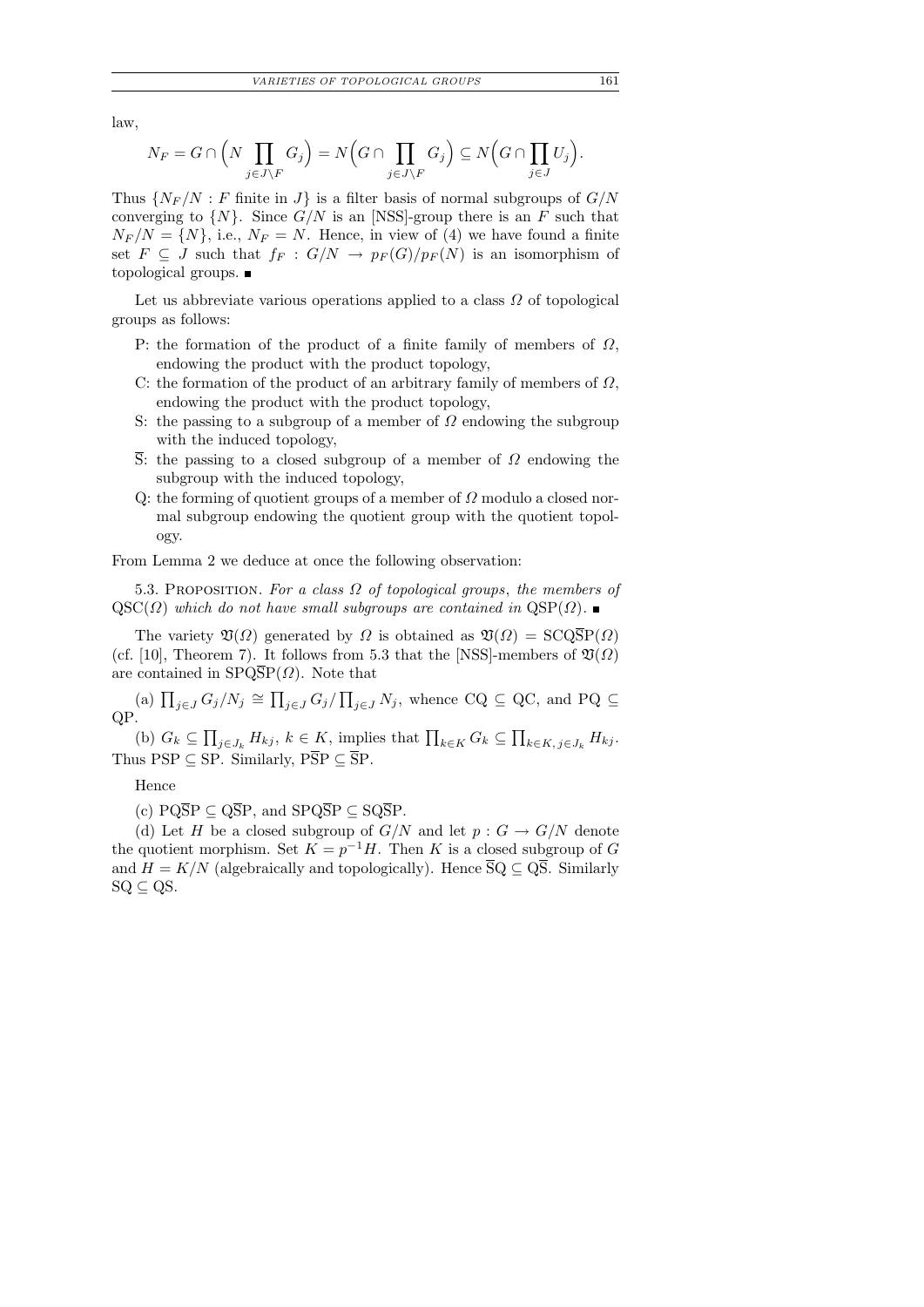law,

$$N_F = G \cap \Big( N \prod_{j \in J \setminus F} G_j \Big) = N \Big( G \cap \prod_{j \in J \setminus F} G_j \Big) \subseteq N \Big( G \cap \prod_{j \in J} U_j \Big).$$

Thus $\{N_F/N : F \text{ finite in } J\}$ is a filter basis of normal subgroups of $G/N$ converging to $\{N\}$. Since $G/N$ is an [NSS]-group there is an $F$ such that $N_F/N = \{N\}$, i.e., $N_F = N$. Hence, in view of (4) we have found a finite set $F \subseteq J$ such that $f_F : G/N \to p_F(G)/p_F(N)$ is an isomorphism of topological groups. ■

Let us abbreviate various operations applied to a class $\Omega$ of topological groups as follows:

- P: the formation of the product of a finite family of members of $\Omega$, endowing the product with the product topology,
- C: the formation of the product of an arbitrary family of members of $\Omega$, endowing the product with the product topology,
- S: the passing to a subgroup of a member of $\Omega$ endowing the subgroup with the induced topology,
- $\overline{\mathrm{S}}$: the passing to a closed subgroup of a member of $\Omega$ endowing the subgroup with the induced topology,
- Q: the forming of quotient groups of a member of $\Omega$ modulo a closed normal subgroup endowing the quotient group with the quotient topology.

From Lemma 2 we deduce at once the following observation:

5.3. Proposition. *For a class $\Omega$ of topological groups, the members of* $\mathrm{QSC}(\Omega)$ *which do not have small subgroups are contained in* $\mathrm{QSP}(\Omega)$. ■

The variety $\mathfrak{V}(\Omega)$ generated by $\Omega$ is obtained as $\mathfrak{V}(\Omega) = \mathrm{SCQ\overline{S}P}(\Omega)$ (cf. [10], Theorem 7). It follows from 5.3 that the [NSS]-members of $\mathfrak{V}(\Omega)$ are contained in $\mathrm{SPQ\overline{S}P}(\Omega)$. Note that

(a) $\prod_{j \in J} G_j/N_j \cong \prod_{j \in J} G_j / \prod_{j \in J} N_j$, whence $\mathrm{CQ} \subseteq \mathrm{QC}$, and $\mathrm{PQ} \subseteq \mathrm{QP}$.

(b) $G_k \subseteq \prod_{j \in J_k} H_{kj}$, $k \in K$, implies that $\prod_{k \in K} G_k \subseteq \prod_{k \in K, j \in J_k} H_{kj}$. Thus $\mathrm{PSP} \subseteq \mathrm{SP}$. Similarly, $\mathrm{P\overline{S}P} \subseteq \mathrm{\overline{S}P}$.

Hence

(c) $\mathrm{PQ\overline{S}P} \subseteq \mathrm{Q\overline{S}P}$, and $\mathrm{SPQ\overline{S}P} \subseteq \mathrm{SQ\overline{S}P}$.

(d) Let $H$ be a closed subgroup of $G/N$ and let $p : G \to G/N$ denote the quotient morphism. Set $K = p^{-1}H$. Then $K$ is a closed subgroup of $G$ and $H = K/N$ (algebraically and topologically). Hence $\mathrm{\overline{S}Q} \subseteq \mathrm{Q\overline{S}}$. Similarly $\mathrm{SQ} \subseteq \mathrm{QS}$.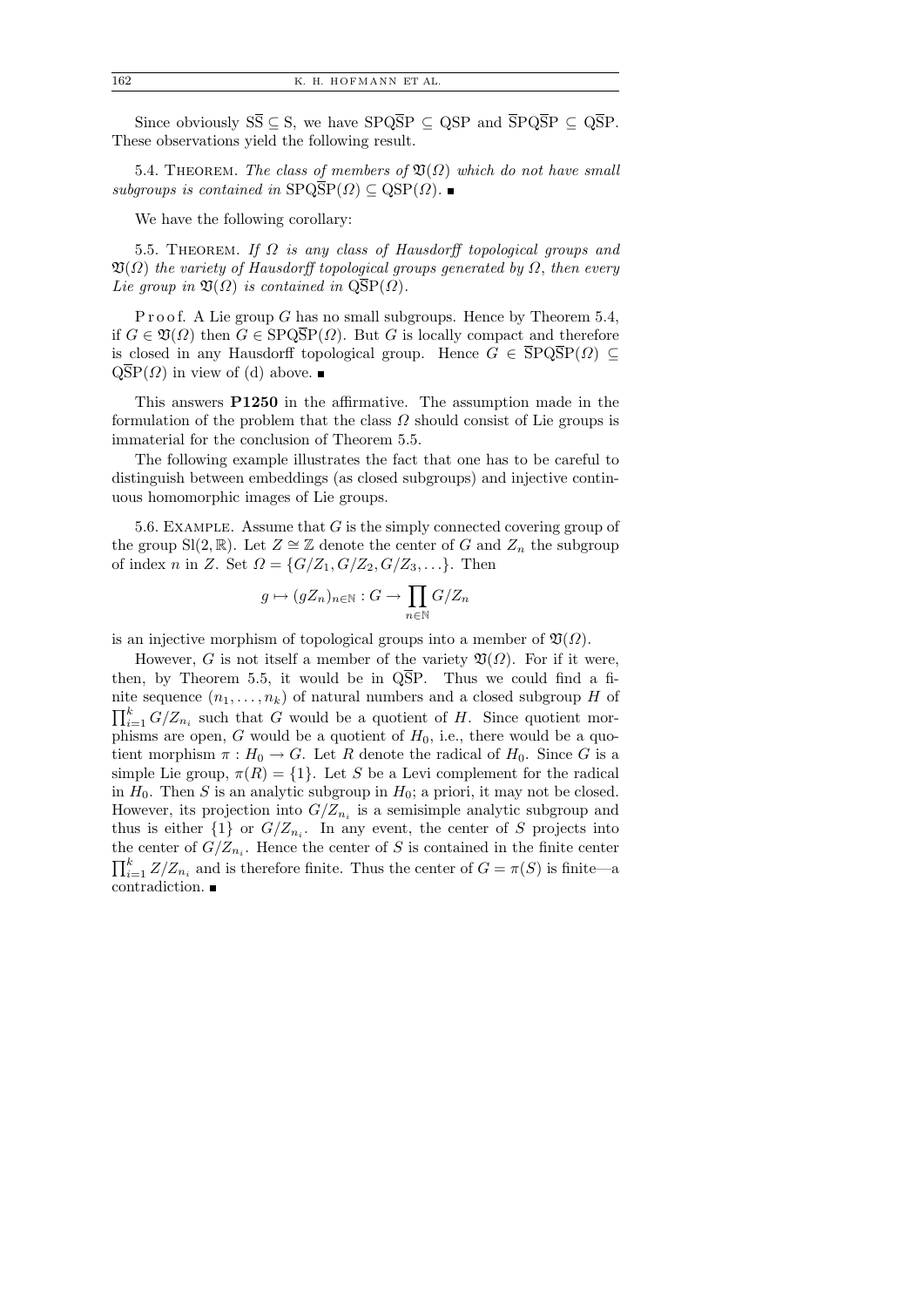Since obviously $\mathrm{S}\overline{\mathrm{S}} \subseteq \mathrm{S}$, we have $\mathrm{SPQ}\overline{\mathrm{S}}\mathrm{P} \subseteq \mathrm{QSP}$ and $\overline{\mathrm{S}}\mathrm{PQ}\overline{\mathrm{S}}\mathrm{P} \subseteq \mathrm{Q}\overline{\mathrm{S}}\mathrm{P}$. These observations yield the following result.

5.4. Theorem. *The class of members of $\mathfrak{V}(\Omega)$ which do not have small subgroups is contained in* $\mathrm{SPQ}\overline{\mathrm{S}}\mathrm{P}(\Omega) \subseteq \mathrm{QSP}(\Omega)$. ∎

We have the following corollary:

5.5. Theorem. *If $\Omega$ is any class of Hausdorff topological groups and $\mathfrak{V}(\Omega)$ the variety of Hausdorff topological groups generated by $\Omega$, then every Lie group in $\mathfrak{V}(\Omega)$ is contained in* $\mathrm{Q}\overline{\mathrm{S}}\mathrm{P}(\Omega)$.

Proof. A Lie group $G$ has no small subgroups. Hence by Theorem 5.4, if $G \in \mathfrak{V}(\Omega)$ then $G \in \mathrm{SPQ}\overline{\mathrm{S}}\mathrm{P}(\Omega)$. But $G$ is locally compact and therefore is closed in any Hausdorff topological group. Hence $G \in \overline{\mathrm{S}}\mathrm{PQ}\overline{\mathrm{S}}\mathrm{P}(\Omega) \subseteq \mathrm{Q}\overline{\mathrm{S}}\mathrm{P}(\Omega)$ in view of (d) above. ∎

This answers **P1250** in the affirmative. The assumption made in the formulation of the problem that the class $\Omega$ should consist of Lie groups is immaterial for the conclusion of Theorem 5.5.

The following example illustrates the fact that one has to be careful to distinguish between embeddings (as closed subgroups) and injective continuous homomorphic images of Lie groups.

5.6. Example. Assume that $G$ is the simply connected covering group of the group $\mathrm{Sl}(2,\mathbb{R})$. Let $Z \cong \mathbb{Z}$ denote the center of $G$ and $Z_n$ the subgroup of index $n$ in $Z$. Set $\Omega = \{G/Z_1, G/Z_2, G/Z_3, \ldots\}$. Then

$$g \mapsto (gZ_n)_{n\in\mathbb{N}} : G \to \prod_{n\in\mathbb{N}} G/Z_n$$

is an injective morphism of topological groups into a member of $\mathfrak{V}(\Omega)$.

However, $G$ is not itself a member of the variety $\mathfrak{V}(\Omega)$. For if it were, then, by Theorem 5.5, it would be in $\mathrm{Q}\overline{\mathrm{S}}\mathrm{P}$. Thus we could find a finite sequence $(n_1, \ldots, n_k)$ of natural numbers and a closed subgroup $H$ of $\prod_{i=1}^{k} G/Z_{n_i}$ such that $G$ would be a quotient of $H$. Since quotient morphisms are open, $G$ would be a quotient of $H_0$, i.e., there would be a quotient morphism $\pi : H_0 \to G$. Let $R$ denote the radical of $H_0$. Since $G$ is a simple Lie group, $\pi(R) = \{1\}$. Let $S$ be a Levi complement for the radical in $H_0$. Then $S$ is an analytic subgroup in $H_0$; a priori, it may not be closed. However, its projection into $G/Z_{n_i}$ is a semisimple analytic subgroup and thus is either $\{1\}$ or $G/Z_{n_i}$. In any event, the center of $S$ projects into the center of $G/Z_{n_i}$. Hence the center of $S$ is contained in the finite center $\prod_{i=1}^{k} Z/Z_{n_i}$ and is therefore finite. Thus the center of $G = \pi(S)$ is finite—a contradiction. ∎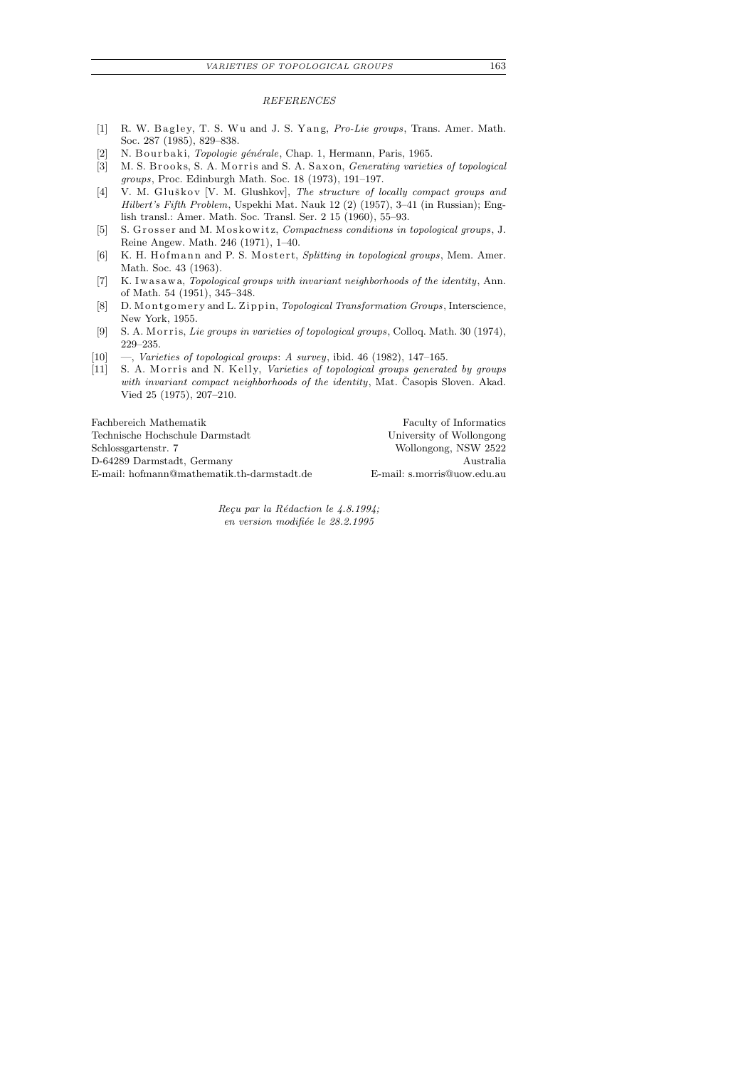## REFERENCES

[1] R. W. Bagley, T. S. Wu and J. S. Yang, *Pro-Lie groups*, Trans. Amer. Math. Soc. 287 (1985), 829–838.

[2] N. Bourbaki, *Topologie générale*, Chap. 1, Hermann, Paris, 1965.

[3] M. S. Brooks, S. A. Morris and S. A. Saxon, *Generating varieties of topological groups*, Proc. Edinburgh Math. Soc. 18 (1973), 191–197.

[4] V. M. Gluškov [V. M. Glushkov], *The structure of locally compact groups and Hilbert's Fifth Problem*, Uspekhi Mat. Nauk 12 (2) (1957), 3–41 (in Russian); English transl.: Amer. Math. Soc. Transl. Ser. 2 15 (1960), 55–93.

[5] S. Grosser and M. Moskowitz, *Compactness conditions in topological groups*, J. Reine Angew. Math. 246 (1971), 1–40.

[6] K. H. Hofmann and P. S. Mostert, *Splitting in topological groups*, Mem. Amer. Math. Soc. 43 (1963).

[7] K. Iwasawa, *Topological groups with invariant neighborhoods of the identity*, Ann. of Math. 54 (1951), 345–348.

[8] D. Montgomery and L. Zippin, *Topological Transformation Groups*, Interscience, New York, 1955.

[9] S. A. Morris, *Lie groups in varieties of topological groups*, Colloq. Math. 30 (1974), 229–235.

[10] —, *Varieties of topological groups: A survey*, ibid. 46 (1982), 147–165.

[11] S. A. Morris and N. Kelly, *Varieties of topological groups generated by groups with invariant compact neighborhoods of the identity*, Mat. Časopis Sloven. Akad. Vied 25 (1975), 207–210.

Fachbereich Mathematik
Technische Hochschule Darmstadt
Schlossgartenstr. 7
D-64289 Darmstadt, Germany
E-mail: hofmann@mathematik.th-darmstadt.de

Faculty of Informatics
University of Wollongong
Wollongong, NSW 2522
Australia
E-mail: s.morris@uow.edu.au

*Reçu par la Rédaction le 4.8.1994;*
*en version modifiée le 28.2.1995*